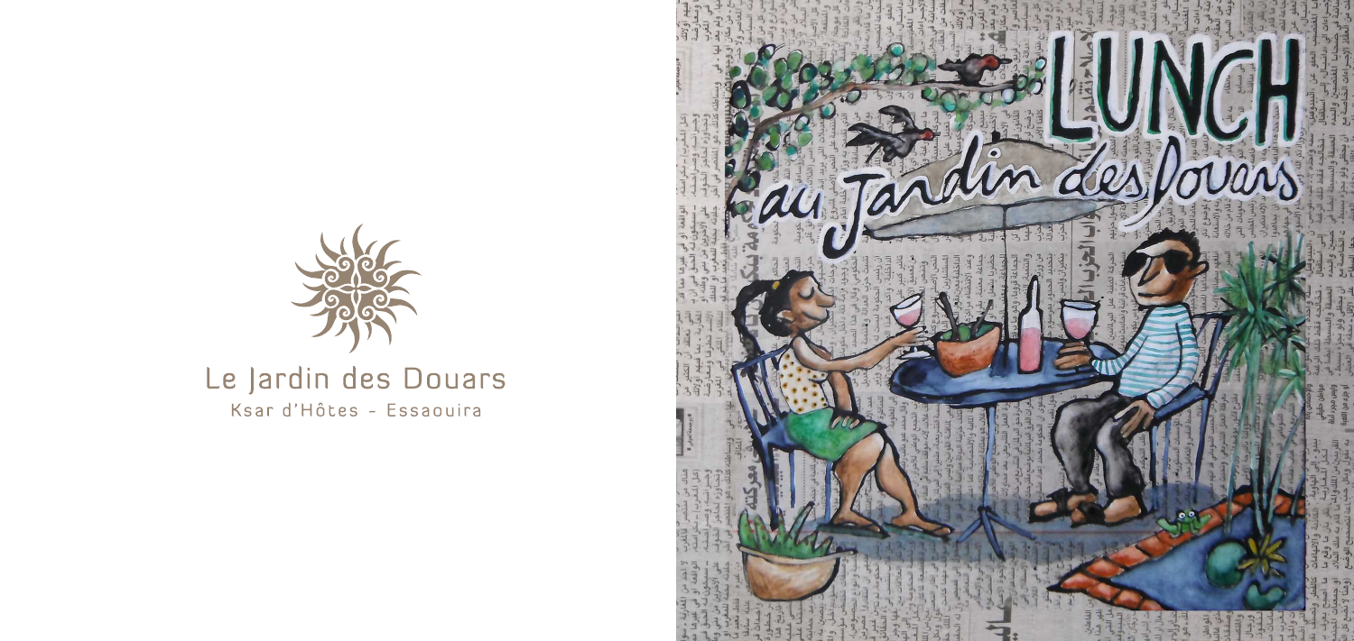Le Jardin des Douars

Ksar d'Hôtes - Essaouira

LUNCH

au Jardin des Douars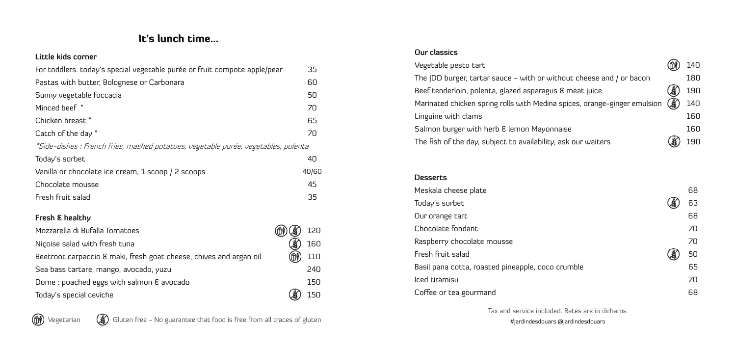# It's lunch time...

## Little kids corner

| | |
|---|---|
| For toddlers: today's special vegetable purée or fruit compote apple/pear | 35 |
| Pastas with butter, Bolognese or Carbonara | 60 |
| Sunny vegetable foccacia | 50 |
| Minced beef * | 70 |
| Chicken breast * | 65 |
| Catch of the day * | 70 |

*Side-dishes : French fries, mashed potatoes, vegetable purée, vegetables, polenta*

| | |
|---|---|
| Today's sorbet | 40 |
| Vanilla or chocolate ice cream, 1 scoop / 2 scoops | 40/60 |
| Chocolate mousse | 45 |
| Fresh fruit salad | 35 |

## Fresh & healthy

| | | |
|---|---|---|
| Mozzarella di Bufalla Tomatoes | Vegetarian, Gluten free | 120 |
| Niçoise salad with fresh tuna | Gluten free | 160 |
| Beetroot carpaccio & maki, fresh goat cheese, chives and argan oil | Vegetarian | 110 |
| Sea bass tartare, mango, avocado, yuzu | | 240 |
| Dome : poached eggs with salmon & avocado | | 150 |
| Today's special ceviche | Gluten free | 150 |

Vegetarian — Gluten free - No guarantee that food is free from all traces of gluten

## Our classics

| | | |
|---|---|---|
| Vegetable pesto tart | Vegetarian | 140 |
| The JDD burger, tartar sauce - with or without cheese and / or bacon | | 180 |
| Beef tenderloin, polenta, glazed asparagus & meat juice | Gluten free | 190 |
| Marinated chicken spring rolls with Medina spices, orange-ginger emulsion | Gluten free | 140 |
| Linguine with clams | | 160 |
| Salmon burger with herb & lemon Mayonnaise | | 160 |
| The fish of the day, subject to availability, ask our waiters | Gluten free | 190 |

## Desserts

| | | |
|---|---|---|
| Meskala cheese plate | | 68 |
| Today's sorbet | Gluten free | 63 |
| Our orange tart | | 68 |
| Chocolate fondant | | 70 |
| Raspberry chocolate mousse | | 70 |
| Fresh fruit salad | Gluten free | 50 |
| Basil pana cotta, roasted pineapple, coco crumble | | 65 |
| Iced tiramisu | | 70 |
| Coffee or tea gourmand | | 68 |

Tax and service included. Rates are in dirhams.

#jardindesdouars @jardindesdouars